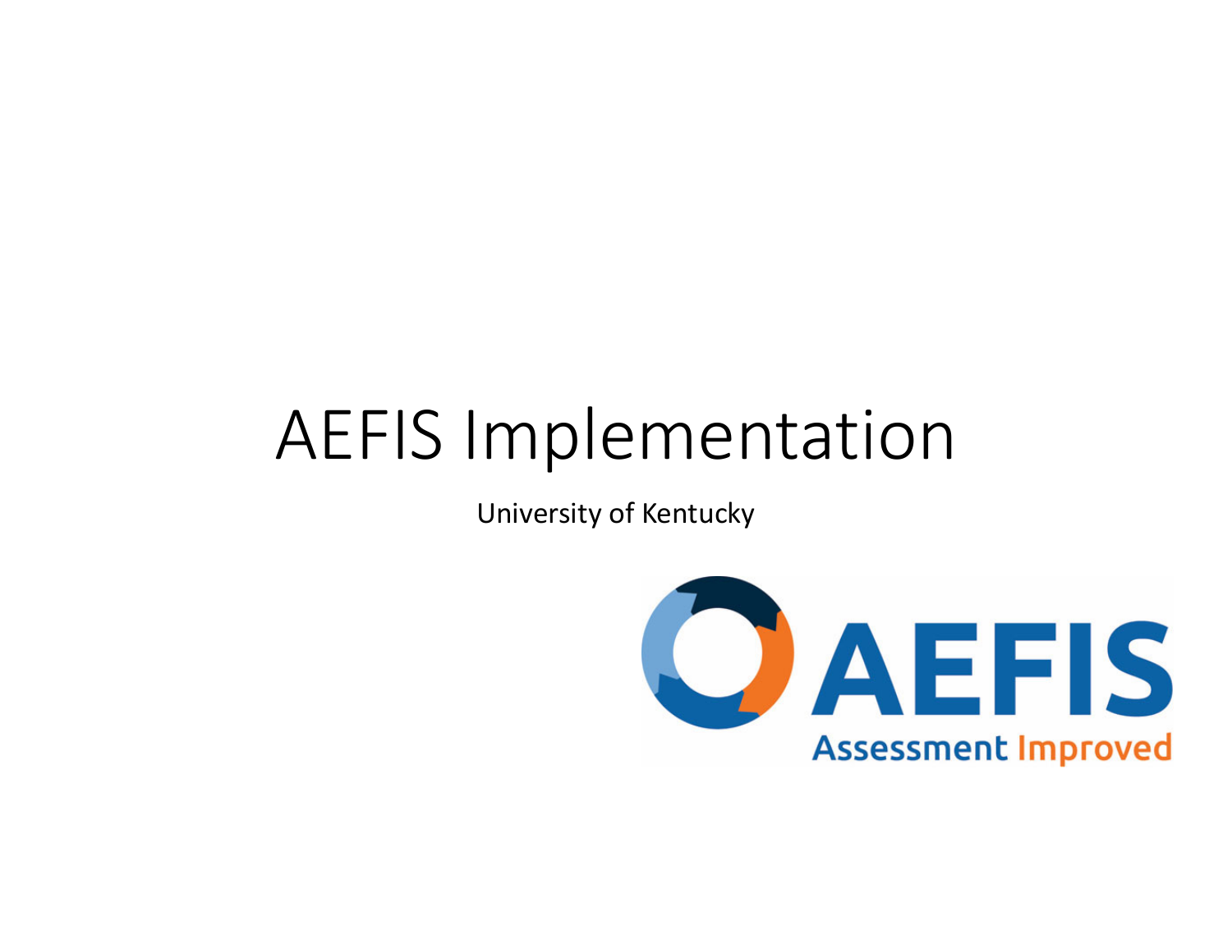# AEFIS Implementation

University of Kentucky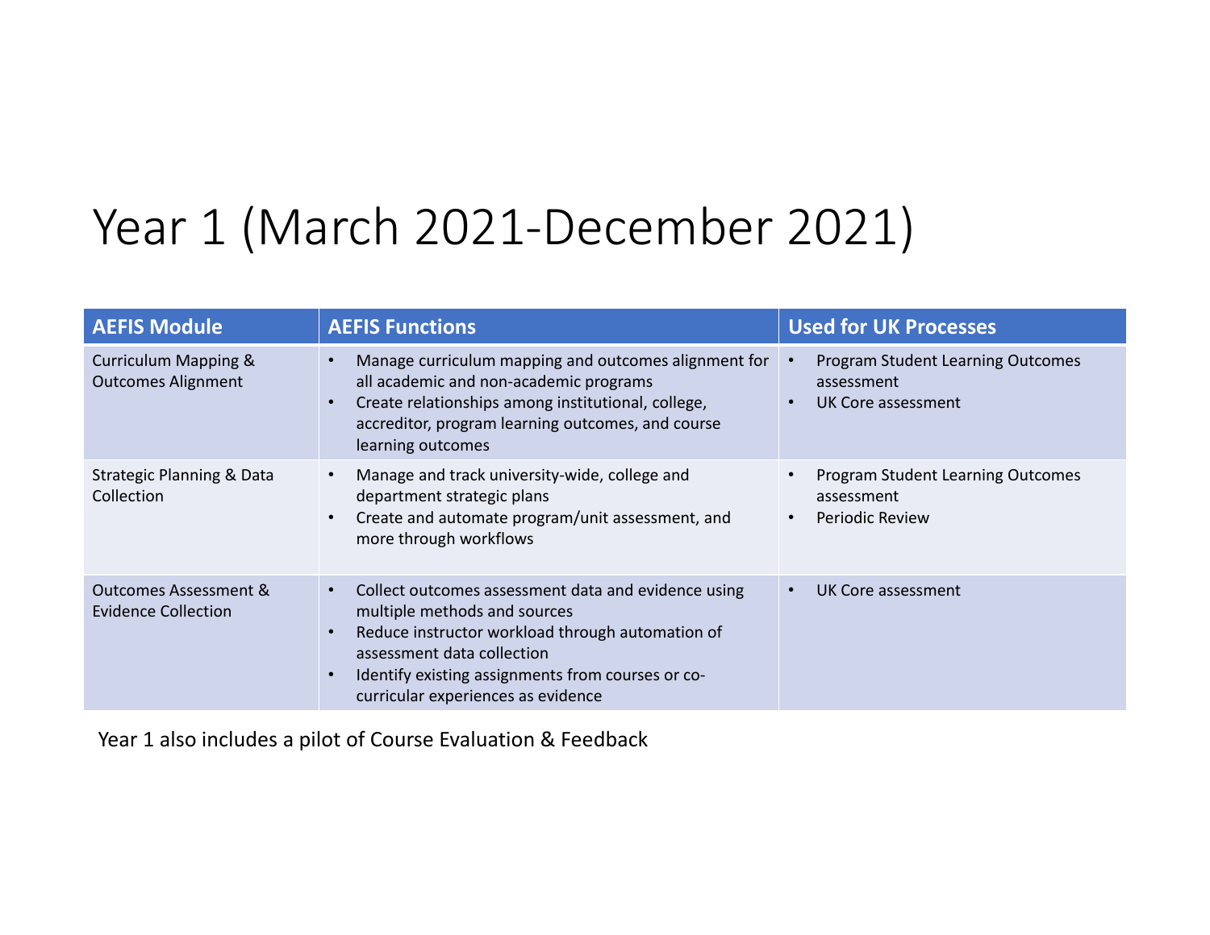# Year 1 (March 2021-December 2021)

| AEFIS Module | AEFIS Functions | Used for UK Processes |
| --- | --- | --- |
| Curriculum Mapping & Outcomes Alignment | • Manage curriculum mapping and outcomes alignment for all academic and non-academic programs<br>• Create relationships among institutional, college, accreditor, program learning outcomes, and course learning outcomes | • Program Student Learning Outcomes assessment<br>• UK Core assessment |
| Strategic Planning & Data Collection | • Manage and track university-wide, college and department strategic plans<br>• Create and automate program/unit assessment, and more through workflows | • Program Student Learning Outcomes assessment<br>• Periodic Review |
| Outcomes Assessment & Evidence Collection | • Collect outcomes assessment data and evidence using multiple methods and sources<br>• Reduce instructor workload through automation of assessment data collection<br>• Identify existing assignments from courses or co-curricular experiences as evidence | • UK Core assessment |

Year 1 also includes a pilot of Course Evaluation & Feedback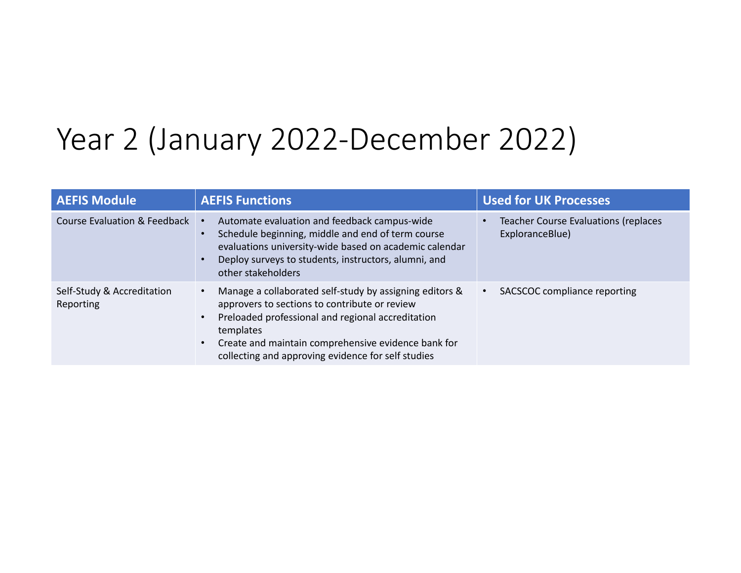# Year 2 (January 2022-December 2022)

| AEFIS Module | AEFIS Functions | Used for UK Processes |
| --- | --- | --- |
| Course Evaluation & Feedback | • Automate evaluation and feedback campus-wide<br>• Schedule beginning, middle and end of term course evaluations university-wide based on academic calendar<br>• Deploy surveys to students, instructors, alumni, and other stakeholders | • Teacher Course Evaluations (replaces ExploranceBlue) |
| Self-Study & Accreditation Reporting | • Manage a collaborated self-study by assigning editors & approvers to sections to contribute or review<br>• Preloaded professional and regional accreditation templates<br>• Create and maintain comprehensive evidence bank for collecting and approving evidence for self studies | • SACSCOC compliance reporting |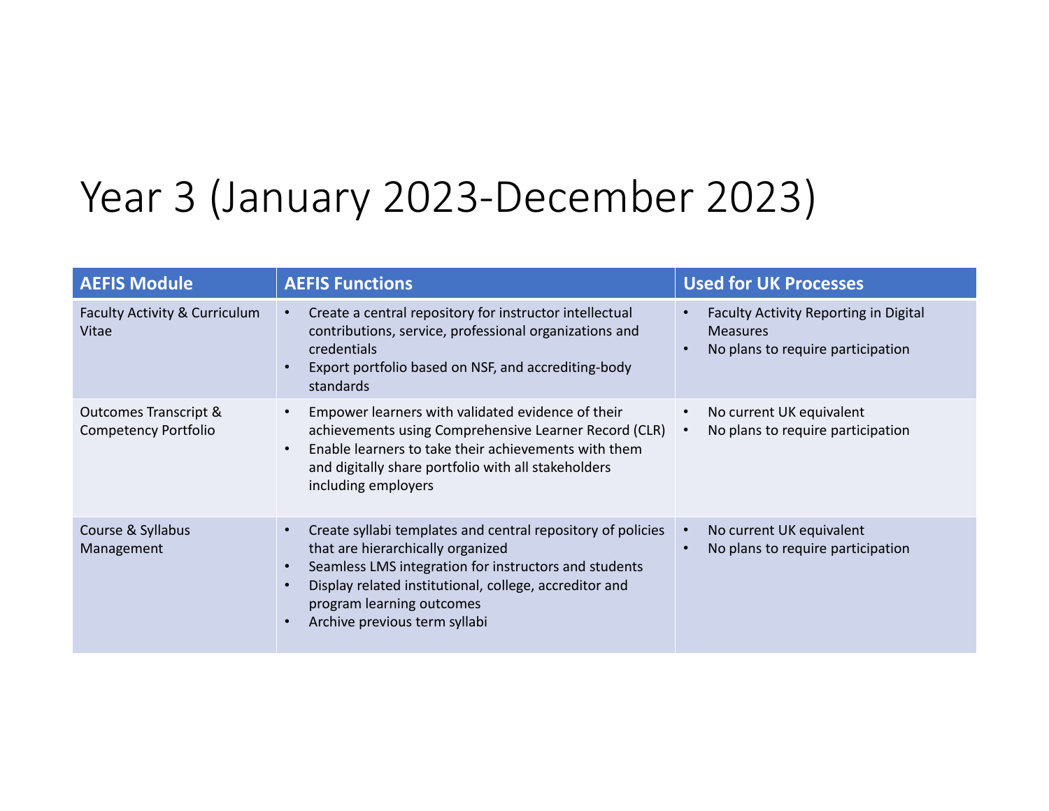# Year 3 (January 2023-December 2023)

| AEFIS Module | AEFIS Functions | Used for UK Processes |
|---|---|---|
| Faculty Activity & Curriculum Vitae | • Create a central repository for instructor intellectual contributions, service, professional organizations and credentials<br>• Export portfolio based on NSF, and accrediting-body standards | • Faculty Activity Reporting in Digital Measures<br>• No plans to require participation |
| Outcomes Transcript & Competency Portfolio | • Empower learners with validated evidence of their achievements using Comprehensive Learner Record (CLR)<br>• Enable learners to take their achievements with them and digitally share portfolio with all stakeholders including employers | • No current UK equivalent<br>• No plans to require participation |
| Course & Syllabus Management | • Create syllabi templates and central repository of policies that are hierarchically organized<br>• Seamless LMS integration for instructors and students<br>• Display related institutional, college, accreditor and program learning outcomes<br>• Archive previous term syllabi | • No current UK equivalent<br>• No plans to require participation |